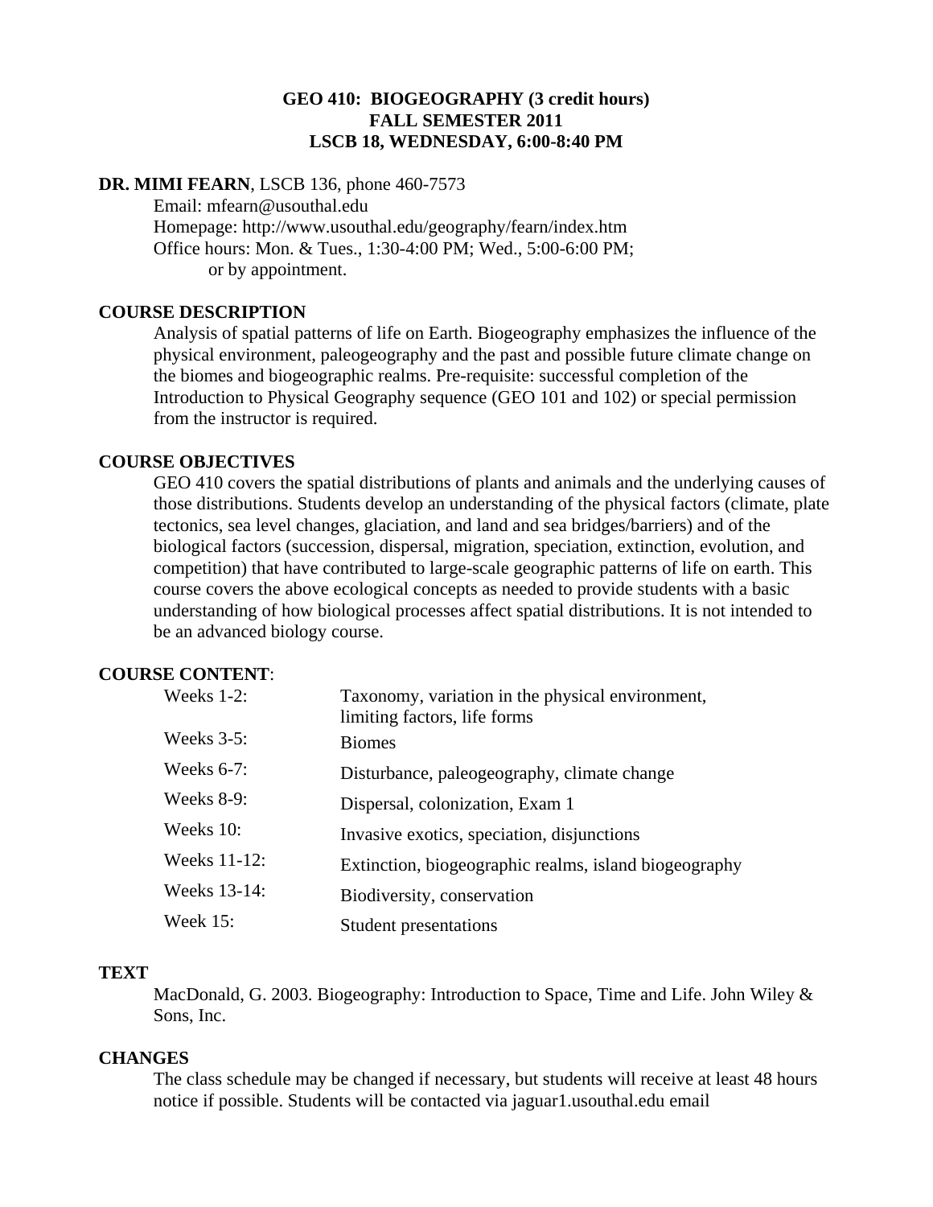# GEO 410: BIOGEOGRAPHY (3 credit hours)
## FALL SEMESTER 2011
## LSCB 18, WEDNESDAY, 6:00-8:40 PM

**DR. MIMI FEARN**, LSCB 136, phone 460-7573

Email: mfearn@usouthal.edu
Homepage: http://www.usouthal.edu/geography/fearn/index.htm
Office hours: Mon. & Tues., 1:30-4:00 PM; Wed., 5:00-6:00 PM; or by appointment.

### COURSE DESCRIPTION

Analysis of spatial patterns of life on Earth. Biogeography emphasizes the influence of the physical environment, paleogeography and the past and possible future climate change on the biomes and biogeographic realms. Pre-requisite: successful completion of the Introduction to Physical Geography sequence (GEO 101 and 102) or special permission from the instructor is required.

### COURSE OBJECTIVES

GEO 410 covers the spatial distributions of plants and animals and the underlying causes of those distributions. Students develop an understanding of the physical factors (climate, plate tectonics, sea level changes, glaciation, and land and sea bridges/barriers) and of the biological factors (succession, dispersal, migration, speciation, extinction, evolution, and competition) that have contributed to large-scale geographic patterns of life on earth. This course covers the above ecological concepts as needed to provide students with a basic understanding of how biological processes affect spatial distributions. It is not intended to be an advanced biology course.

### COURSE CONTENT:

| | |
|---|---|
| Weeks 1-2: | Taxonomy, variation in the physical environment, limiting factors, life forms |
| Weeks 3-5: | Biomes |
| Weeks 6-7: | Disturbance, paleogeography, climate change |
| Weeks 8-9: | Dispersal, colonization, Exam 1 |
| Weeks 10: | Invasive exotics, speciation, disjunctions |
| Weeks 11-12: | Extinction, biogeographic realms, island biogeography |
| Weeks 13-14: | Biodiversity, conservation |
| Week 15: | Student presentations |

### TEXT

MacDonald, G. 2003. Biogeography: Introduction to Space, Time and Life. John Wiley & Sons, Inc.

### CHANGES

The class schedule may be changed if necessary, but students will receive at least 48 hours notice if possible. Students will be contacted via jaguar1.usouthal.edu email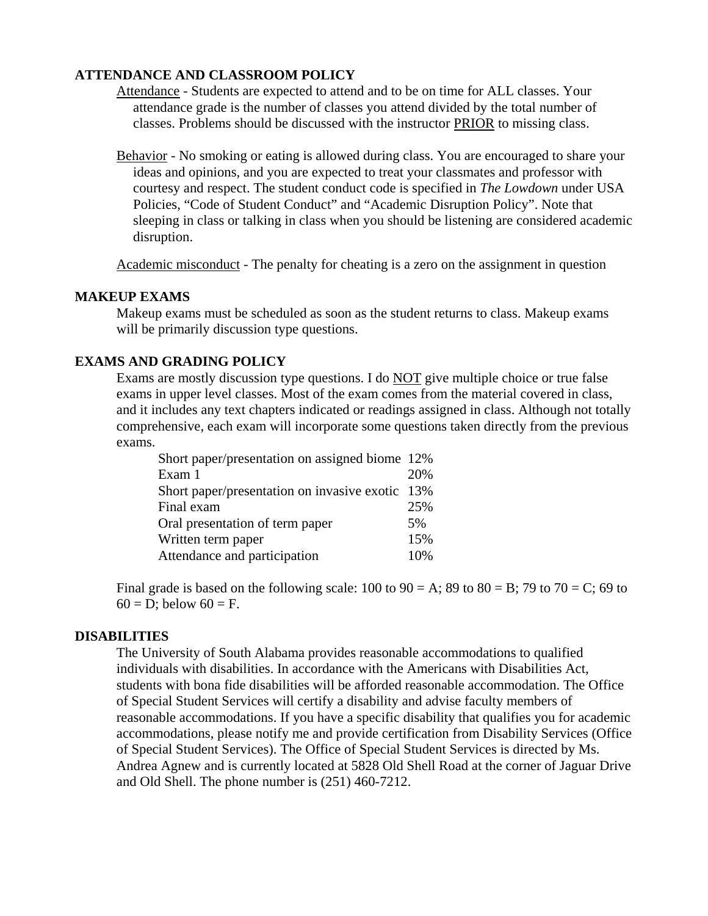## ATTENDANCE AND CLASSROOM POLICY

Attendance - Students are expected to attend and to be on time for ALL classes. Your attendance grade is the number of classes you attend divided by the total number of classes. Problems should be discussed with the instructor PRIOR to missing class.

Behavior - No smoking or eating is allowed during class. You are encouraged to share your ideas and opinions, and you are expected to treat your classmates and professor with courtesy and respect. The student conduct code is specified in *The Lowdown* under USA Policies, "Code of Student Conduct" and "Academic Disruption Policy". Note that sleeping in class or talking in class when you should be listening are considered academic disruption.

Academic misconduct - The penalty for cheating is a zero on the assignment in question

## MAKEUP EXAMS

Makeup exams must be scheduled as soon as the student returns to class. Makeup exams will be primarily discussion type questions.

## EXAMS AND GRADING POLICY

Exams are mostly discussion type questions. I do NOT give multiple choice or true false exams in upper level classes. Most of the exam comes from the material covered in class, and it includes any text chapters indicated or readings assigned in class. Although not totally comprehensive, each exam will incorporate some questions taken directly from the previous exams.

| | |
|---|---|
| Short paper/presentation on assigned biome | 12% |
| Exam 1 | 20% |
| Short paper/presentation on invasive exotic | 13% |
| Final exam | 25% |
| Oral presentation of term paper | 5% |
| Written term paper | 15% |
| Attendance and participation | 10% |

Final grade is based on the following scale: 100 to 90 = A; 89 to 80 = B; 79 to 70 = C; 69 to 60 = D; below 60 = F.

## DISABILITIES

The University of South Alabama provides reasonable accommodations to qualified individuals with disabilities. In accordance with the Americans with Disabilities Act, students with bona fide disabilities will be afforded reasonable accommodation. The Office of Special Student Services will certify a disability and advise faculty members of reasonable accommodations. If you have a specific disability that qualifies you for academic accommodations, please notify me and provide certification from Disability Services (Office of Special Student Services). The Office of Special Student Services is directed by Ms. Andrea Agnew and is currently located at 5828 Old Shell Road at the corner of Jaguar Drive and Old Shell. The phone number is (251) 460-7212.